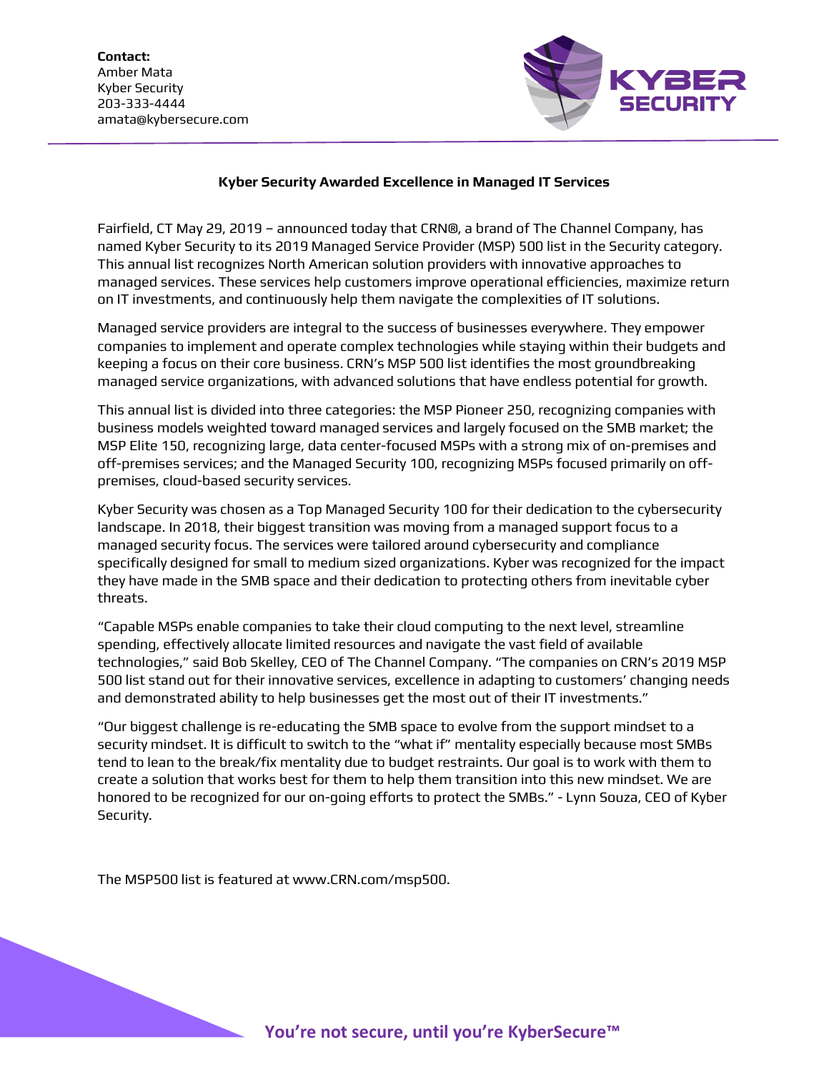**Contact:**
Amber Mata
Kyber Security
203-333-4444
amata@kybersecure.com

**Kyber Security Awarded Excellence in Managed IT Services**

Fairfield, CT May 29, 2019 – announced today that CRN®, a brand of The Channel Company, has named Kyber Security to its 2019 Managed Service Provider (MSP) 500 list in the Security category. This annual list recognizes North American solution providers with innovative approaches to managed services. These services help customers improve operational efficiencies, maximize return on IT investments, and continuously help them navigate the complexities of IT solutions.

Managed service providers are integral to the success of businesses everywhere. They empower companies to implement and operate complex technologies while staying within their budgets and keeping a focus on their core business. CRN's MSP 500 list identifies the most groundbreaking managed service organizations, with advanced solutions that have endless potential for growth.

This annual list is divided into three categories: the MSP Pioneer 250, recognizing companies with business models weighted toward managed services and largely focused on the SMB market; the MSP Elite 150, recognizing large, data center-focused MSPs with a strong mix of on-premises and off-premises services; and the Managed Security 100, recognizing MSPs focused primarily on off-premises, cloud-based security services.

Kyber Security was chosen as a Top Managed Security 100 for their dedication to the cybersecurity landscape. In 2018, their biggest transition was moving from a managed support focus to a managed security focus. The services were tailored around cybersecurity and compliance specifically designed for small to medium sized organizations. Kyber was recognized for the impact they have made in the SMB space and their dedication to protecting others from inevitable cyber threats.

"Capable MSPs enable companies to take their cloud computing to the next level, streamline spending, effectively allocate limited resources and navigate the vast field of available technologies," said Bob Skelley, CEO of The Channel Company. "The companies on CRN's 2019 MSP 500 list stand out for their innovative services, excellence in adapting to customers' changing needs and demonstrated ability to help businesses get the most out of their IT investments."

"Our biggest challenge is re-educating the SMB space to evolve from the support mindset to a security mindset. It is difficult to switch to the "what if" mentality especially because most SMBs tend to lean to the break/fix mentality due to budget restraints. Our goal is to work with them to create a solution that works best for them to help them transition into this new mindset. We are honored to be recognized for our on-going efforts to protect the SMBs." - Lynn Souza, CEO of Kyber Security.

The MSP500 list is featured at www.CRN.com/msp500.

**You're not secure, until you're KyberSecure™**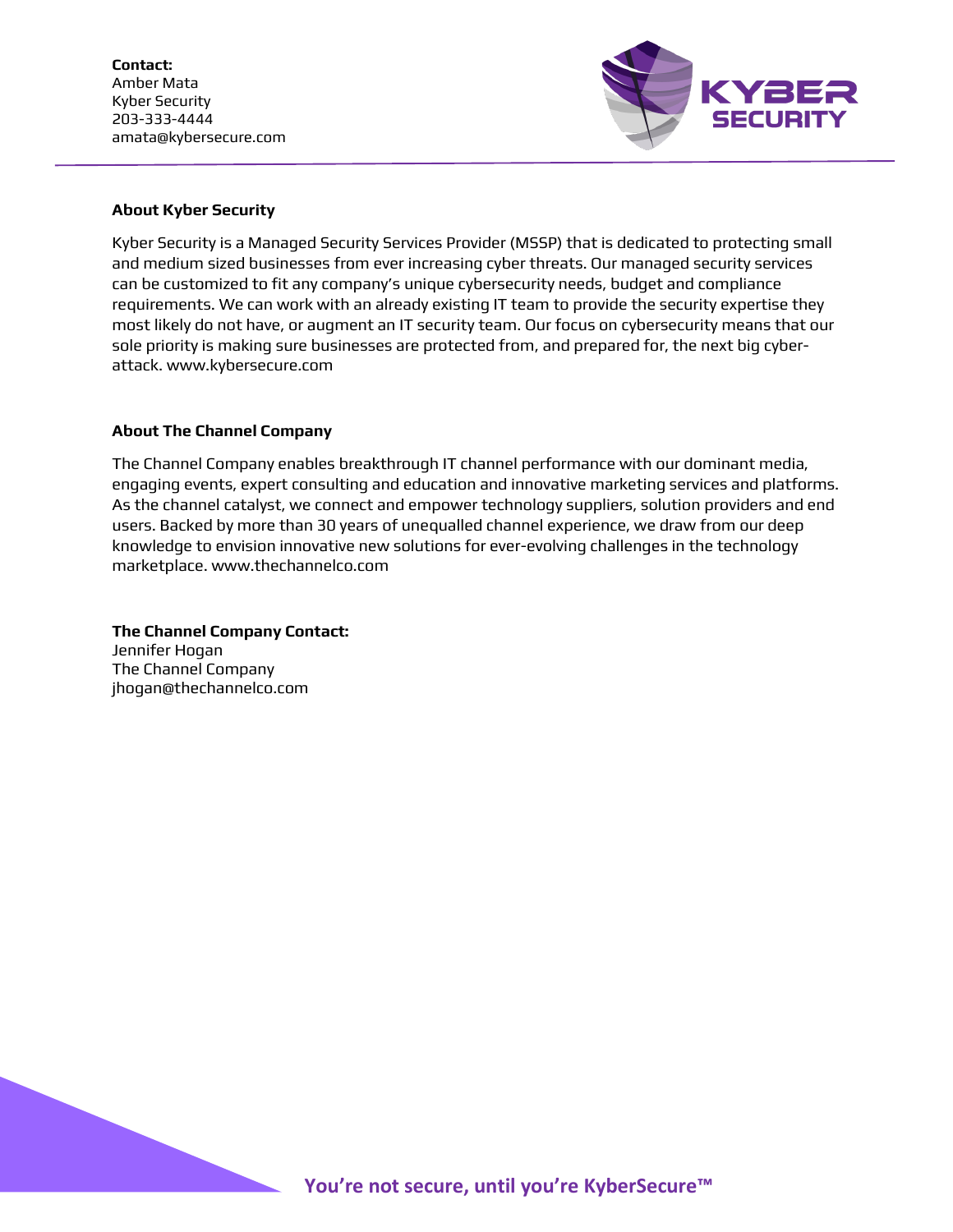**Contact:**
Amber Mata
Kyber Security
203-333-4444
amata@kybersecure.com

KYBER SECURITY

**About Kyber Security**

Kyber Security is a Managed Security Services Provider (MSSP) that is dedicated to protecting small and medium sized businesses from ever increasing cyber threats. Our managed security services can be customized to fit any company's unique cybersecurity needs, budget and compliance requirements. We can work with an already existing IT team to provide the security expertise they most likely do not have, or augment an IT security team. Our focus on cybersecurity means that our sole priority is making sure businesses are protected from, and prepared for, the next big cyber-attack. www.kybersecure.com

**About The Channel Company**

The Channel Company enables breakthrough IT channel performance with our dominant media, engaging events, expert consulting and education and innovative marketing services and platforms. As the channel catalyst, we connect and empower technology suppliers, solution providers and end users. Backed by more than 30 years of unequalled channel experience, we draw from our deep knowledge to envision innovative new solutions for ever-evolving challenges in the technology marketplace. www.thechannelco.com

**The Channel Company Contact:**
Jennifer Hogan
The Channel Company
jhogan@thechannelco.com

**You're not secure, until you're KyberSecure™**